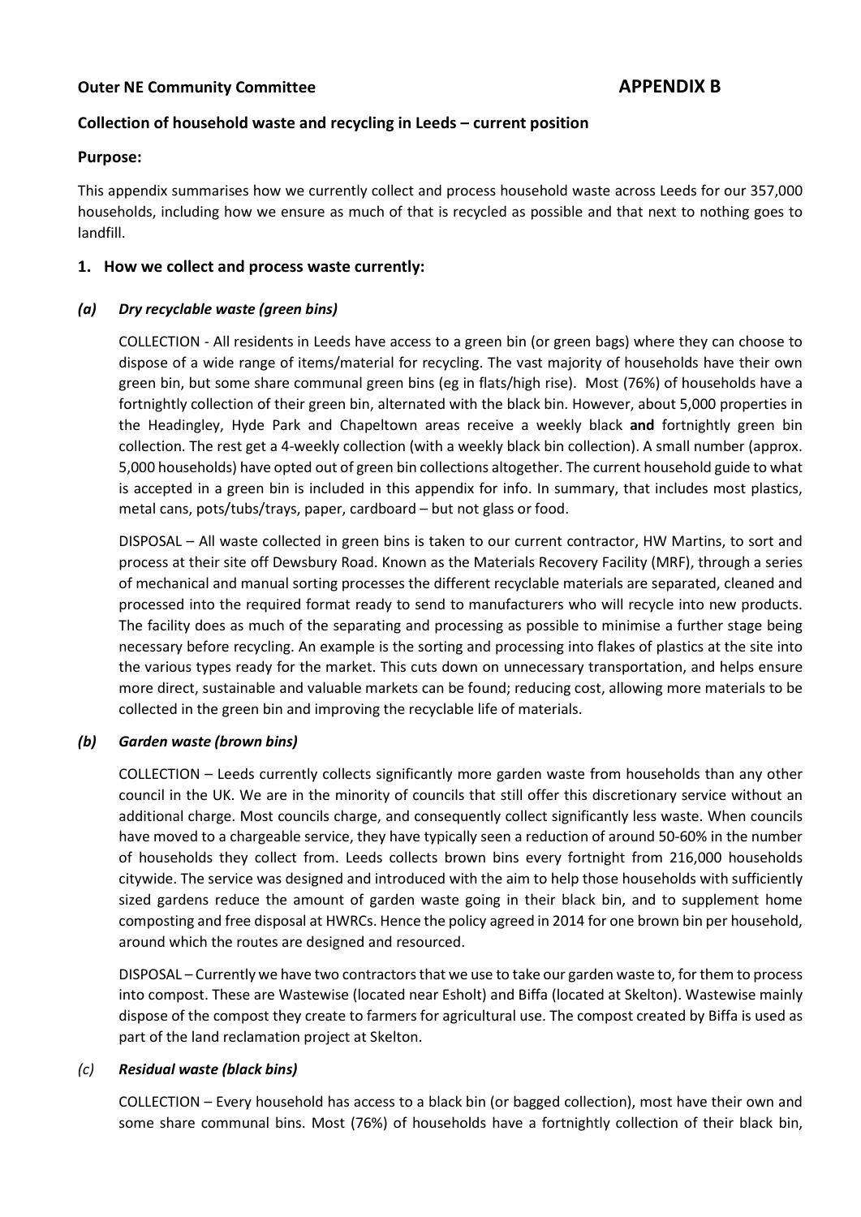**Outer NE Community Committee** **APPENDIX B**

## Collection of household waste and recycling in Leeds – current position

**Purpose:**

This appendix summarises how we currently collect and process household waste across Leeds for our 357,000 households, including how we ensure as much of that is recycled as possible and that next to nothing goes to landfill.

### 1. How we collect and process waste currently:

#### *(a) Dry recyclable waste (green bins)*

COLLECTION - All residents in Leeds have access to a green bin (or green bags) where they can choose to dispose of a wide range of items/material for recycling. The vast majority of households have their own green bin, but some share communal green bins (eg in flats/high rise). Most (76%) of households have a fortnightly collection of their green bin, alternated with the black bin. However, about 5,000 properties in the Headingley, Hyde Park and Chapeltown areas receive a weekly black **and** fortnightly green bin collection. The rest get a 4-weekly collection (with a weekly black bin collection). A small number (approx. 5,000 households) have opted out of green bin collections altogether. The current household guide to what is accepted in a green bin is included in this appendix for info. In summary, that includes most plastics, metal cans, pots/tubs/trays, paper, cardboard – but not glass or food.

DISPOSAL – All waste collected in green bins is taken to our current contractor, HW Martins, to sort and process at their site off Dewsbury Road. Known as the Materials Recovery Facility (MRF), through a series of mechanical and manual sorting processes the different recyclable materials are separated, cleaned and processed into the required format ready to send to manufacturers who will recycle into new products. The facility does as much of the separating and processing as possible to minimise a further stage being necessary before recycling. An example is the sorting and processing into flakes of plastics at the site into the various types ready for the market. This cuts down on unnecessary transportation, and helps ensure more direct, sustainable and valuable markets can be found; reducing cost, allowing more materials to be collected in the green bin and improving the recyclable life of materials.

#### *(b) Garden waste (brown bins)*

COLLECTION – Leeds currently collects significantly more garden waste from households than any other council in the UK. We are in the minority of councils that still offer this discretionary service without an additional charge. Most councils charge, and consequently collect significantly less waste. When councils have moved to a chargeable service, they have typically seen a reduction of around 50-60% in the number of households they collect from. Leeds collects brown bins every fortnight from 216,000 households citywide. The service was designed and introduced with the aim to help those households with sufficiently sized gardens reduce the amount of garden waste going in their black bin, and to supplement home composting and free disposal at HWRCs. Hence the policy agreed in 2014 for one brown bin per household, around which the routes are designed and resourced.

DISPOSAL – Currently we have two contractors that we use to take our garden waste to, for them to process into compost. These are Wastewise (located near Esholt) and Biffa (located at Skelton). Wastewise mainly dispose of the compost they create to farmers for agricultural use. The compost created by Biffa is used as part of the land reclamation project at Skelton.

#### *(c) Residual waste (black bins)*

COLLECTION – Every household has access to a black bin (or bagged collection), most have their own and some share communal bins. Most (76%) of households have a fortnightly collection of their black bin,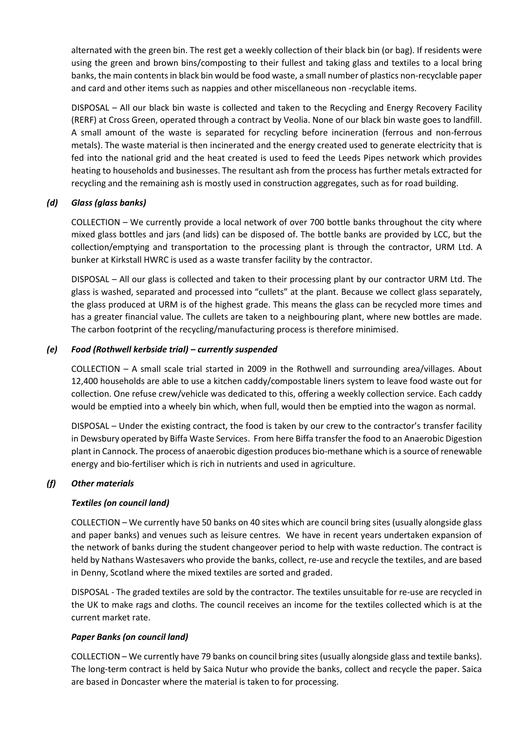alternated with the green bin. The rest get a weekly collection of their black bin (or bag). If residents were using the green and brown bins/composting to their fullest and taking glass and textiles to a local bring banks, the main contents in black bin would be food waste, a small number of plastics non-recyclable paper and card and other items such as nappies and other miscellaneous non -recyclable items.

DISPOSAL – All our black bin waste is collected and taken to the Recycling and Energy Recovery Facility (RERF) at Cross Green, operated through a contract by Veolia. None of our black bin waste goes to landfill. A small amount of the waste is separated for recycling before incineration (ferrous and non-ferrous metals). The waste material is then incinerated and the energy created used to generate electricity that is fed into the national grid and the heat created is used to feed the Leeds Pipes network which provides heating to households and businesses. The resultant ash from the process has further metals extracted for recycling and the remaining ash is mostly used in construction aggregates, such as for road building.

### *(d) Glass (glass banks)*

COLLECTION – We currently provide a local network of over 700 bottle banks throughout the city where mixed glass bottles and jars (and lids) can be disposed of. The bottle banks are provided by LCC, but the collection/emptying and transportation to the processing plant is through the contractor, URM Ltd. A bunker at Kirkstall HWRC is used as a waste transfer facility by the contractor.

DISPOSAL – All our glass is collected and taken to their processing plant by our contractor URM Ltd. The glass is washed, separated and processed into "cullets" at the plant. Because we collect glass separately, the glass produced at URM is of the highest grade. This means the glass can be recycled more times and has a greater financial value. The cullets are taken to a neighbouring plant, where new bottles are made. The carbon footprint of the recycling/manufacturing process is therefore minimised.

### *(e) Food (Rothwell kerbside trial) – currently suspended*

COLLECTION – A small scale trial started in 2009 in the Rothwell and surrounding area/villages. About 12,400 households are able to use a kitchen caddy/compostable liners system to leave food waste out for collection. One refuse crew/vehicle was dedicated to this, offering a weekly collection service. Each caddy would be emptied into a wheely bin which, when full, would then be emptied into the wagon as normal.

DISPOSAL – Under the existing contract, the food is taken by our crew to the contractor's transfer facility in Dewsbury operated by Biffa Waste Services. From here Biffa transfer the food to an Anaerobic Digestion plant in Cannock. The process of anaerobic digestion produces bio-methane which is a source of renewable energy and bio-fertiliser which is rich in nutrients and used in agriculture.

### *(f) Other materials*

#### ***Textiles (on council land)***

COLLECTION – We currently have 50 banks on 40 sites which are council bring sites (usually alongside glass and paper banks) and venues such as leisure centres. We have in recent years undertaken expansion of the network of banks during the student changeover period to help with waste reduction. The contract is held by Nathans Wastesavers who provide the banks, collect, re-use and recycle the textiles, and are based in Denny, Scotland where the mixed textiles are sorted and graded.

DISPOSAL - The graded textiles are sold by the contractor. The textiles unsuitable for re-use are recycled in the UK to make rags and cloths. The council receives an income for the textiles collected which is at the current market rate.

#### ***Paper Banks (on council land)***

COLLECTION – We currently have 79 banks on council bring sites (usually alongside glass and textile banks). The long-term contract is held by Saica Nutur who provide the banks, collect and recycle the paper. Saica are based in Doncaster where the material is taken to for processing.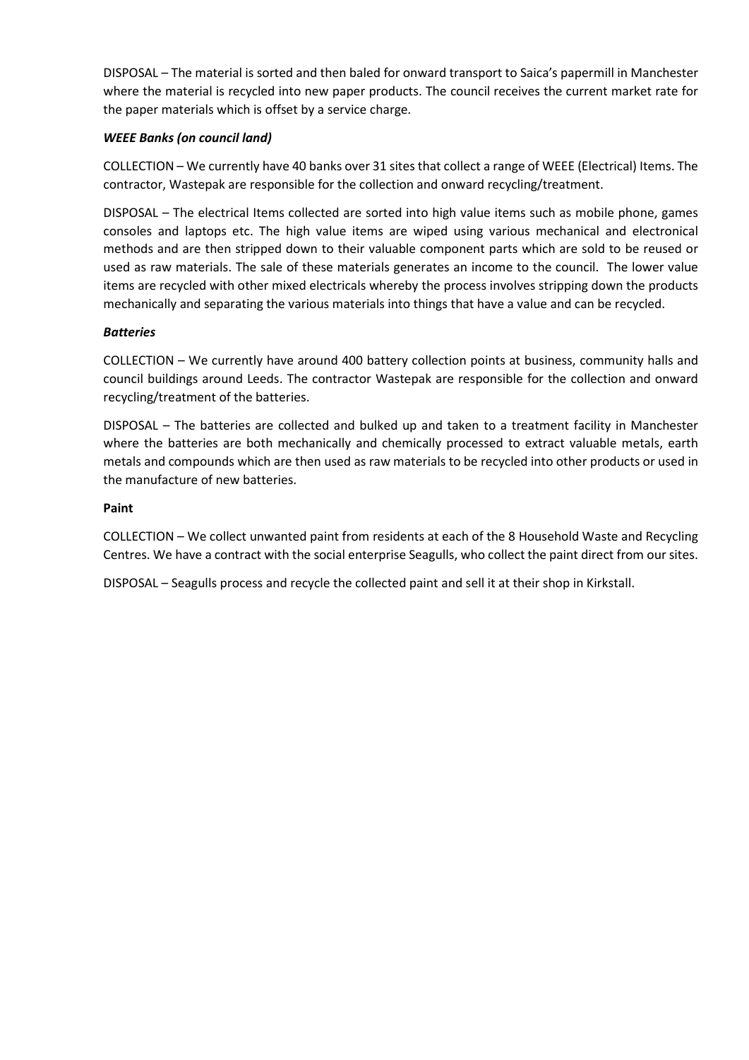DISPOSAL – The material is sorted and then baled for onward transport to Saica's papermill in Manchester where the material is recycled into new paper products. The council receives the current market rate for the paper materials which is offset by a service charge.

***WEEE Banks (on council land)***

COLLECTION – We currently have 40 banks over 31 sites that collect a range of WEEE (Electrical) Items. The contractor, Wastepak are responsible for the collection and onward recycling/treatment.

DISPOSAL – The electrical Items collected are sorted into high value items such as mobile phone, games consoles and laptops etc. The high value items are wiped using various mechanical and electronical methods and are then stripped down to their valuable component parts which are sold to be reused or used as raw materials. The sale of these materials generates an income to the council. The lower value items are recycled with other mixed electricals whereby the process involves stripping down the products mechanically and separating the various materials into things that have a value and can be recycled.

***Batteries***

COLLECTION – We currently have around 400 battery collection points at business, community halls and council buildings around Leeds. The contractor Wastepak are responsible for the collection and onward recycling/treatment of the batteries.

DISPOSAL – The batteries are collected and bulked up and taken to a treatment facility in Manchester where the batteries are both mechanically and chemically processed to extract valuable metals, earth metals and compounds which are then used as raw materials to be recycled into other products or used in the manufacture of new batteries.

**Paint**

COLLECTION – We collect unwanted paint from residents at each of the 8 Household Waste and Recycling Centres. We have a contract with the social enterprise Seagulls, who collect the paint direct from our sites.

DISPOSAL – Seagulls process and recycle the collected paint and sell it at their shop in Kirkstall.